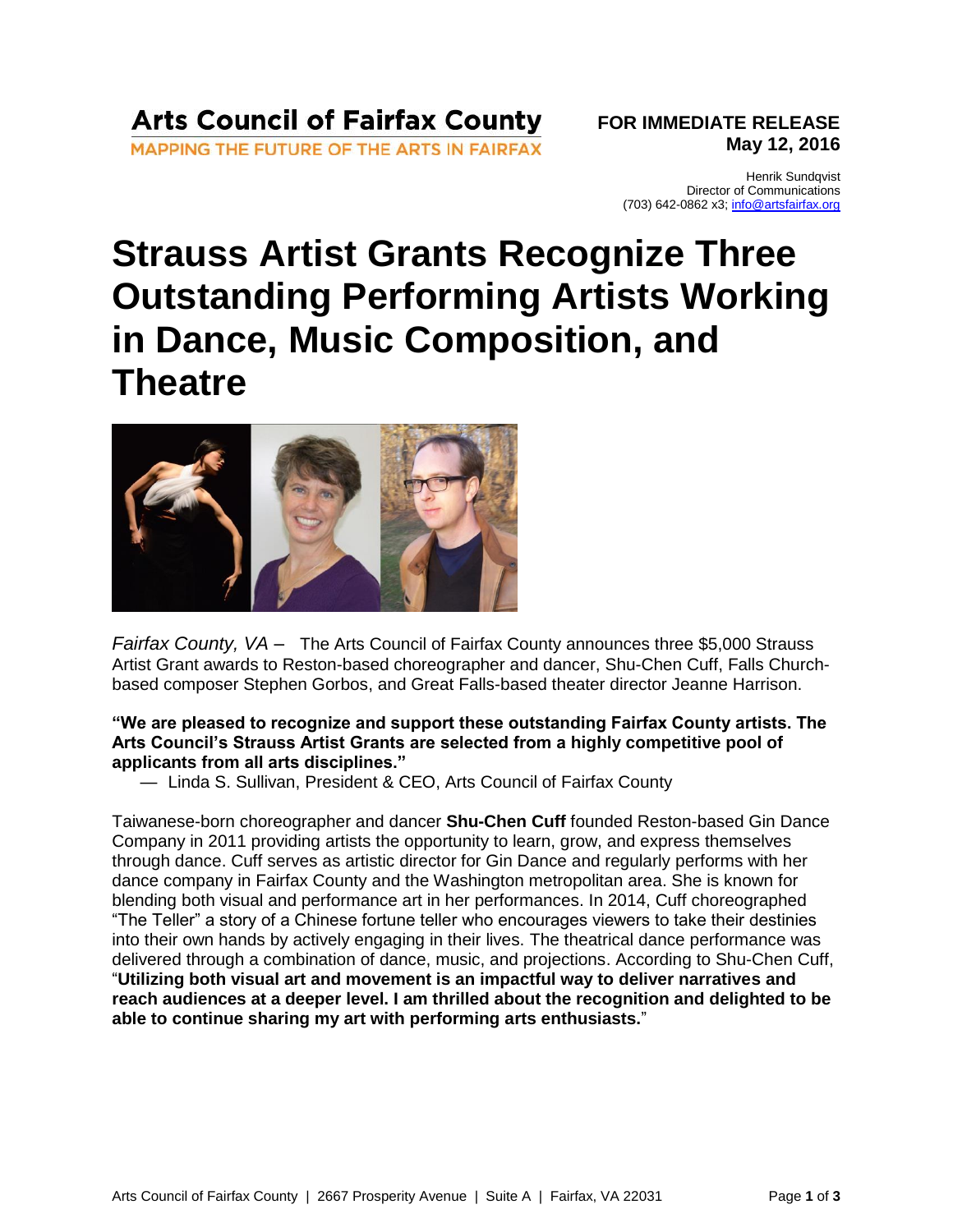**Arts Council of Fairfax County**
MAPPING THE FUTURE OF THE ARTS IN FAIRFAX

**FOR IMMEDIATE RELEASE**
**May 12, 2016**

Henrik Sundqvist
Director of Communications
(703) 642-0862 x3; info@artsfairfax.org

# Strauss Artist Grants Recognize Three Outstanding Performing Artists Working in Dance, Music Composition, and Theatre

*Fairfax County, VA* – The Arts Council of Fairfax County announces three $5,000 Strauss Artist Grant awards to Reston-based choreographer and dancer, Shu-Chen Cuff, Falls Church-based composer Stephen Gorbos, and Great Falls-based theater director Jeanne Harrison.

**"We are pleased to recognize and support these outstanding Fairfax County artists. The Arts Council's Strauss Artist Grants are selected from a highly competitive pool of applicants from all arts disciplines."**
— Linda S. Sullivan, President & CEO, Arts Council of Fairfax County

Taiwanese-born choreographer and dancer **Shu-Chen Cuff** founded Reston-based Gin Dance Company in 2011 providing artists the opportunity to learn, grow, and express themselves through dance. Cuff serves as artistic director for Gin Dance and regularly performs with her dance company in Fairfax County and the Washington metropolitan area. She is known for blending both visual and performance art in her performances. In 2014, Cuff choreographed "The Teller" a story of a Chinese fortune teller who encourages viewers to take their destinies into their own hands by actively engaging in their lives. The theatrical dance performance was delivered through a combination of dance, music, and projections. According to Shu-Chen Cuff, "**Utilizing both visual art and movement is an impactful way to deliver narratives and reach audiences at a deeper level. I am thrilled about the recognition and delighted to be able to continue sharing my art with performing arts enthusiasts.**"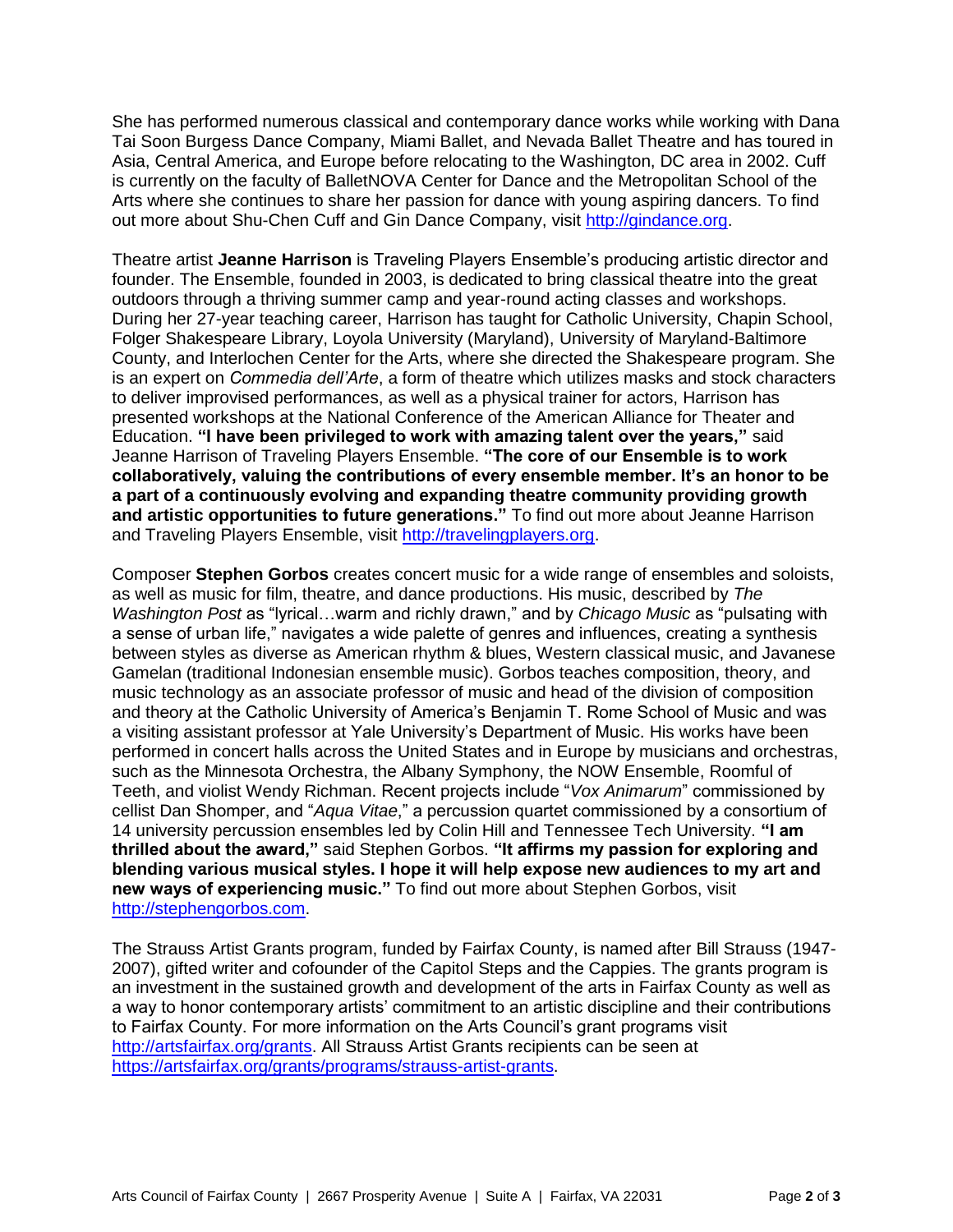She has performed numerous classical and contemporary dance works while working with Dana Tai Soon Burgess Dance Company, Miami Ballet, and Nevada Ballet Theatre and has toured in Asia, Central America, and Europe before relocating to the Washington, DC area in 2002. Cuff is currently on the faculty of BalletNOVA Center for Dance and the Metropolitan School of the Arts where she continues to share her passion for dance with young aspiring dancers. To find out more about Shu-Chen Cuff and Gin Dance Company, visit [http://gindance.org](http://gindance.org).

Theatre artist **Jeanne Harrison** is Traveling Players Ensemble's producing artistic director and founder. The Ensemble, founded in 2003, is dedicated to bring classical theatre into the great outdoors through a thriving summer camp and year-round acting classes and workshops. During her 27-year teaching career, Harrison has taught for Catholic University, Chapin School, Folger Shakespeare Library, Loyola University (Maryland), University of Maryland-Baltimore County, and Interlochen Center for the Arts, where she directed the Shakespeare program. She is an expert on *Commedia dell'Arte*, a form of theatre which utilizes masks and stock characters to deliver improvised performances, as well as a physical trainer for actors, Harrison has presented workshops at the National Conference of the American Alliance for Theater and Education. **"I have been privileged to work with amazing talent over the years,"** said Jeanne Harrison of Traveling Players Ensemble. **"The core of our Ensemble is to work collaboratively, valuing the contributions of every ensemble member. It's an honor to be a part of a continuously evolving and expanding theatre community providing growth and artistic opportunities to future generations."** To find out more about Jeanne Harrison and Traveling Players Ensemble, visit [http://travelingplayers.org](http://travelingplayers.org).

Composer **Stephen Gorbos** creates concert music for a wide range of ensembles and soloists, as well as music for film, theatre, and dance productions. His music, described by *The Washington Post* as "lyrical…warm and richly drawn," and by *Chicago Music* as "pulsating with a sense of urban life," navigates a wide palette of genres and influences, creating a synthesis between styles as diverse as American rhythm & blues, Western classical music, and Javanese Gamelan (traditional Indonesian ensemble music). Gorbos teaches composition, theory, and music technology as an associate professor of music and head of the division of composition and theory at the Catholic University of America's Benjamin T. Rome School of Music and was a visiting assistant professor at Yale University's Department of Music. His works have been performed in concert halls across the United States and in Europe by musicians and orchestras, such as the Minnesota Orchestra, the Albany Symphony, the NOW Ensemble, Roomful of Teeth, and violist Wendy Richman. Recent projects include "*Vox Animarum*" commissioned by cellist Dan Shomper, and "*Aqua Vitae*," a percussion quartet commissioned by a consortium of 14 university percussion ensembles led by Colin Hill and Tennessee Tech University. **"I am thrilled about the award,"** said Stephen Gorbos. **"It affirms my passion for exploring and blending various musical styles. I hope it will help expose new audiences to my art and new ways of experiencing music."** To find out more about Stephen Gorbos, visit [http://stephengorbos.com](http://stephengorbos.com).

The Strauss Artist Grants program, funded by Fairfax County, is named after Bill Strauss (1947-2007), gifted writer and cofounder of the Capitol Steps and the Cappies. The grants program is an investment in the sustained growth and development of the arts in Fairfax County as well as a way to honor contemporary artists' commitment to an artistic discipline and their contributions to Fairfax County. For more information on the Arts Council's grant programs visit [http://artsfairfax.org/grants](http://artsfairfax.org/grants). All Strauss Artist Grants recipients can be seen at [https://artsfairfax.org/grants/programs/strauss-artist-grants](https://artsfairfax.org/grants/programs/strauss-artist-grants).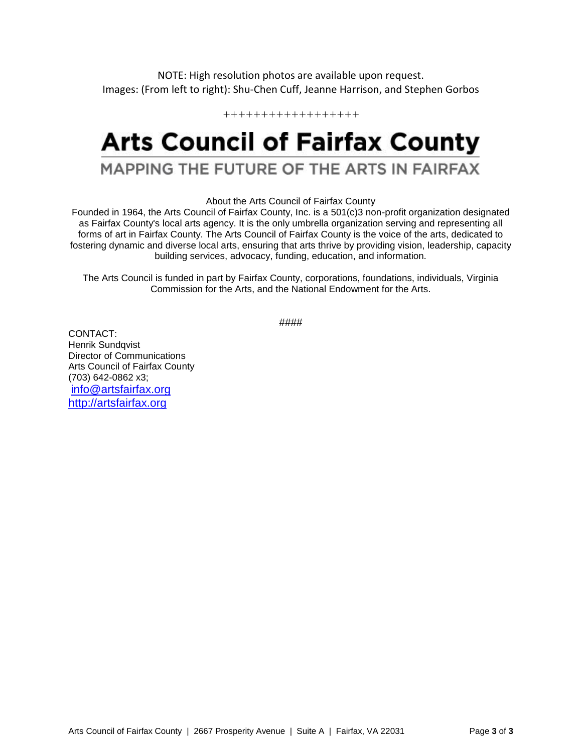NOTE: High resolution photos are available upon request.
Images: (From left to right): Shu-Chen Cuff, Jeanne Harrison, and Stephen Gorbos

++++++++++++++++++

# Arts Council of Fairfax County

## MAPPING THE FUTURE OF THE ARTS IN FAIRFAX

About the Arts Council of Fairfax County

Founded in 1964, the Arts Council of Fairfax County, Inc. is a 501(c)3 non-profit organization designated as Fairfax County's local arts agency. It is the only umbrella organization serving and representing all forms of art in Fairfax County. The Arts Council of Fairfax County is the voice of the arts, dedicated to fostering dynamic and diverse local arts, ensuring that arts thrive by providing vision, leadership, capacity building services, advocacy, funding, education, and information.

The Arts Council is funded in part by Fairfax County, corporations, foundations, individuals, Virginia Commission for the Arts, and the National Endowment for the Arts.

####

CONTACT:
Henrik Sundqvist
Director of Communications
Arts Council of Fairfax County
(703) 642-0862 x3;
info@artsfairfax.org
http://artsfairfax.org

Arts Council of Fairfax County | 2667 Prosperity Avenue | Suite A | Fairfax, VA 22031